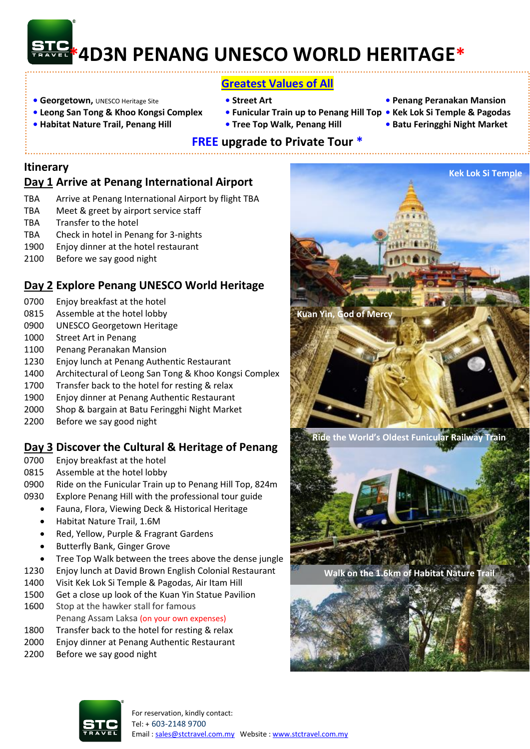# *4D3N PENANG UNESCO WORLD HERITAGE*

## Greatest Values of All

- **Georgetown,** UNESCO Heritage Site
- **Leong San Tong & Khoo Kongsi Complex**
- **Habitat Nature Trail, Penang Hill**
- **Street Art**
- **Funicular Train up to Penang Hill Top**
- **Tree Top Walk, Penang Hill**
- **Penang Peranakan Mansion**
- **Kek Lok Si Temple & Pagodas**
- **Batu Feringghi Night Market**

**FREE upgrade to Private Tour** *

## Itinerary

### Day 1 Arrive at Penang International Airport

| | |
|---|---|
| TBA | Arrive at Penang International Airport by flight TBA |
| TBA | Meet & greet by airport service staff |
| TBA | Transfer to the hotel |
| TBA | Check in hotel in Penang for 3-nights |
| 1900 | Enjoy dinner at the hotel restaurant |
| 2100 | Before we say good night |

### Day 2 Explore Penang UNESCO World Heritage

| | |
|---|---|
| 0700 | Enjoy breakfast at the hotel |
| 0815 | Assemble at the hotel lobby |
| 0900 | UNESCO Georgetown Heritage |
| 1000 | Street Art in Penang |
| 1100 | Penang Peranakan Mansion |
| 1230 | Enjoy lunch at Penang Authentic Restaurant |
| 1400 | Architectural of Leong San Tong & Khoo Kongsi Complex |
| 1700 | Transfer back to the hotel for resting & relax |
| 1900 | Enjoy dinner at Penang Authentic Restaurant |
| 2000 | Shop & bargain at Batu Feringghi Night Market |
| 2200 | Before we say good night |

### Day 3 Discover the Cultural & Heritage of Penang

| | |
|---|---|
| 0700 | Enjoy breakfast at the hotel |
| 0815 | Assemble at the hotel lobby |
| 0900 | Ride on the Funicular Train up to Penang Hill Top, 824m |
| 0930 | Explore Penang Hill with the professional tour guide |

- Fauna, Flora, Viewing Deck & Historical Heritage
- Habitat Nature Trail, 1.6M
- Red, Yellow, Purple & Fragrant Gardens
- Butterfly Bank, Ginger Grove
- Tree Top Walk between the trees above the dense jungle

| | |
|---|---|
| 1230 | Enjoy lunch at David Brown English Colonial Restaurant |
| 1400 | Visit Kek Lok Si Temple & Pagodas, Air Itam Hill |
| 1500 | Get a close up look of the Kuan Yin Statue Pavilion |
| 1600 | Stop at the hawker stall for famous Penang Assam Laksa (on your own expenses) |
| 1800 | Transfer back to the hotel for resting & relax |
| 2000 | Enjoy dinner at Penang Authentic Restaurant |
| 2200 | Before we say good night |

Kek Lok Si Temple

Kuan Yin, God of Mercy

Ride the World's Oldest Funicular Railway Train

Walk on the 1.6km of Habitat Nature Trail

For reservation, kindly contact:
Tel: + 603-2148 9700
Email : sales@stctravel.com.my Website : www.stctravel.com.my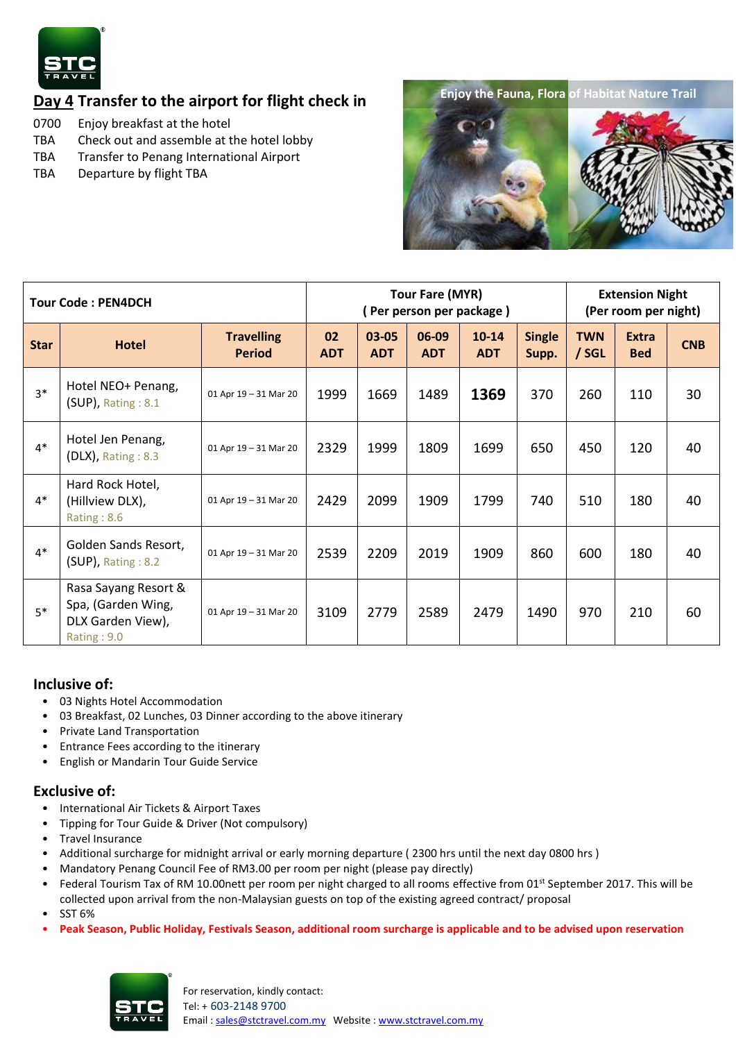## Day 4 Transfer to the airport for flight check in

0700 Enjoy breakfast at the hotel
TBA Check out and assemble at the hotel lobby
TBA Transfer to Penang International Airport
TBA Departure by flight TBA

Enjoy the Fauna, Flora of Habitat Nature Trail

| Tour Code : PEN4DCH | | | Tour Fare (MYR) ( Per person per package ) | | | | | Extension Night (Per room per night) | | |
|---|---|---|---|---|---|---|---|---|---|---|
| Star | Hotel | Travelling Period | 02 ADT | 03-05 ADT | 06-09 ADT | 10-14 ADT | Single Supp. | TWN / SGL | Extra Bed | CNB |
| 3* | Hotel NEO+ Penang, (SUP), Rating : 8.1 | 01 Apr 19 – 31 Mar 20 | 1999 | 1669 | 1489 | **1369** | 370 | 260 | 110 | 30 |
| 4* | Hotel Jen Penang, (DLX), Rating : 8.3 | 01 Apr 19 – 31 Mar 20 | 2329 | 1999 | 1809 | 1699 | 650 | 450 | 120 | 40 |
| 4* | Hard Rock Hotel, (Hillview DLX), Rating : 8.6 | 01 Apr 19 – 31 Mar 20 | 2429 | 2099 | 1909 | 1799 | 740 | 510 | 180 | 40 |
| 4* | Golden Sands Resort, (SUP), Rating : 8.2 | 01 Apr 19 – 31 Mar 20 | 2539 | 2209 | 2019 | 1909 | 860 | 600 | 180 | 40 |
| 5* | Rasa Sayang Resort & Spa, (Garden Wing, DLX Garden View), Rating : 9.0 | 01 Apr 19 – 31 Mar 20 | 3109 | 2779 | 2589 | 2479 | 1490 | 970 | 210 | 60 |

### Inclusive of:

- 03 Nights Hotel Accommodation
- 03 Breakfast, 02 Lunches, 03 Dinner according to the above itinerary
- Private Land Transportation
- Entrance Fees according to the itinerary
- English or Mandarin Tour Guide Service

### Exclusive of:

- International Air Tickets & Airport Taxes
- Tipping for Tour Guide & Driver (Not compulsory)
- Travel Insurance
- Additional surcharge for midnight arrival or early morning departure ( 2300 hrs until the next day 0800 hrs )
- Mandatory Penang Council Fee of RM3.00 per room per night (please pay directly)
- Federal Tourism Tax of RM 10.00nett per room per night charged to all rooms effective from 01st September 2017. This will be collected upon arrival from the non-Malaysian guests on top of the existing agreed contract/ proposal
- SST 6%
- **Peak Season, Public Holiday, Festivals Season, additional room surcharge is applicable and to be advised upon reservation**

For reservation, kindly contact:
Tel: + 603-2148 9700
Email : sales@stctravel.com.my Website : www.stctravel.com.my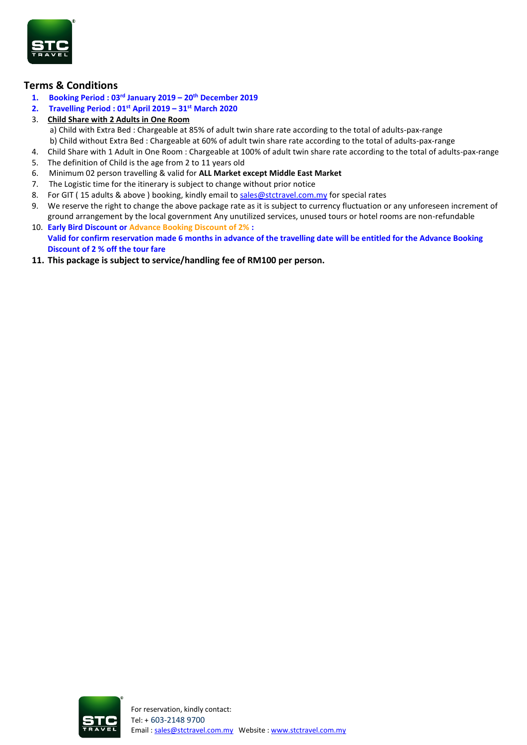## Terms & Conditions

1. **Booking Period : 03rd January 2019 – 20th December 2019**
2. **Travelling Period : 01st April 2019 – 31st March 2020**
3. <u>**Child Share with 2 Adults in One Room**</u>
   a) Child with Extra Bed : Chargeable at 85% of adult twin share rate according to the total of adults-pax-range
   b) Child without Extra Bed : Chargeable at 60% of adult twin share rate according to the total of adults-pax-range
4. Child Share with 1 Adult in One Room : Chargeable at 100% of adult twin share rate according to the total of adults-pax-range
5. The definition of Child is the age from 2 to 11 years old
6. Minimum 02 person travelling & valid for **ALL Market except Middle East Market**
7. The Logistic time for the itinerary is subject to change without prior notice
8. For GIT ( 15 adults & above ) booking, kindly email to sales@stctravel.com.my for special rates
9. We reserve the right to change the above package rate as it is subject to currency fluctuation or any unforeseen increment of ground arrangement by the local government Any unutilized services, unused tours or hotel rooms are non-refundable
10. **Early Bird Discount or Advance Booking Discount of 2% :**
    **Valid for confirm reservation made 6 months in advance of the travelling date will be entitled for the Advance Booking Discount of 2 % off the tour fare**
11. **This package is subject to service/handling fee of RM100 per person.**

For reservation, kindly contact:
Tel: + 603-2148 9700
Email : sales@stctravel.com.my Website : www.stctravel.com.my